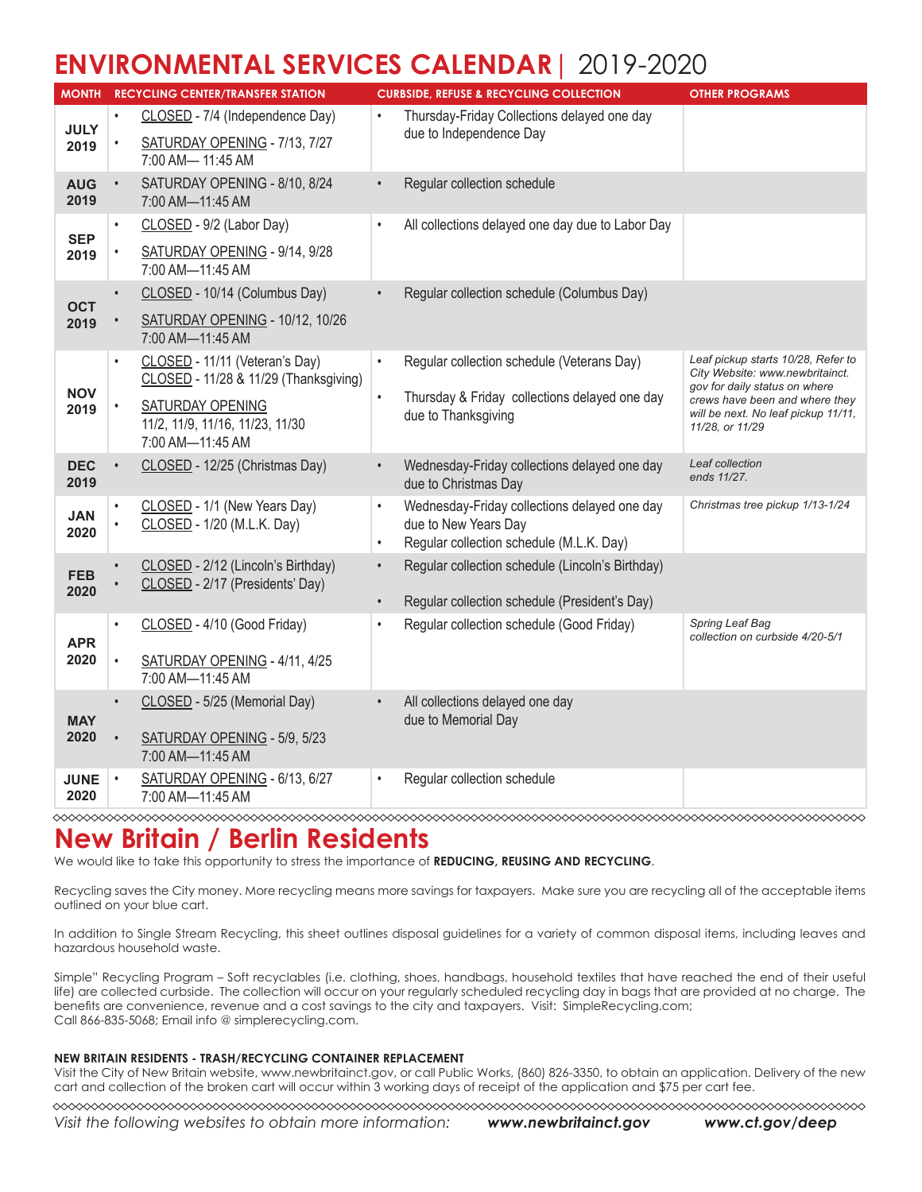# ENVIRONMENTAL SERVICES CALENDAR | 2019-2020

| MONTH | RECYCLING CENTER/TRANSFER STATION | CURBSIDE, REFUSE & RECYCLING COLLECTION | OTHER PROGRAMS |
|---|---|---|---|
| JULY 2019 | • CLOSED - 7/4 (Independence Day)<br>• SATURDAY OPENING - 7/13, 7/27 7:00 AM— 11:45 AM | • Thursday-Friday Collections delayed one day due to Independence Day | |
| AUG 2019 | • SATURDAY OPENING - 8/10, 8/24 7:00 AM—11:45 AM | • Regular collection schedule | |
| SEP 2019 | • CLOSED - 9/2 (Labor Day)<br>• SATURDAY OPENING - 9/14, 9/28 7:00 AM—11:45 AM | • All collections delayed one day due to Labor Day | |
| OCT 2019 | • CLOSED - 10/14 (Columbus Day)<br>• SATURDAY OPENING - 10/12, 10/26 7:00 AM—11:45 AM | • Regular collection schedule (Columbus Day) | |
| NOV 2019 | • CLOSED - 11/11 (Veteran's Day) CLOSED - 11/28 & 11/29 (Thanksgiving)<br>• SATURDAY OPENING 11/2, 11/9, 11/16, 11/23, 11/30 7:00 AM—11:45 AM | • Regular collection schedule (Veterans Day)<br>• Thursday & Friday collections delayed one day due to Thanksgiving | *Leaf pickup starts 10/28, Refer to City Website: www.newbritainct.gov for daily status on where crews have been and where they will be next. No leaf pickup 11/11, 11/28, or 11/29* |
| DEC 2019 | • CLOSED - 12/25 (Christmas Day) | • Wednesday-Friday collections delayed one day due to Christmas Day | *Leaf collection ends 11/27.* |
| JAN 2020 | • CLOSED - 1/1 (New Years Day)<br>• CLOSED - 1/20 (M.L.K. Day) | • Wednesday-Friday collections delayed one day due to New Years Day<br>• Regular collection schedule (M.L.K. Day) | *Christmas tree pickup 1/13-1/24* |
| FEB 2020 | • CLOSED - 2/12 (Lincoln's Birthday)<br>• CLOSED - 2/17 (Presidents' Day) | • Regular collection schedule (Lincoln's Birthday)<br>• Regular collection schedule (President's Day) | |
| APR 2020 | • CLOSED - 4/10 (Good Friday)<br>• SATURDAY OPENING - 4/11, 4/25 7:00 AM—11:45 AM | • Regular collection schedule (Good Friday) | *Spring Leaf Bag collection on curbside 4/20-5/1* |
| MAY 2020 | • CLOSED - 5/25 (Memorial Day)<br>• SATURDAY OPENING - 5/9, 5/23 7:00 AM—11:45 AM | • All collections delayed one day due to Memorial Day | |
| JUNE 2020 | • SATURDAY OPENING - 6/13, 6/27 7:00 AM—11:45 AM | • Regular collection schedule | |

# New Britain / Berlin Residents

We would like to take this opportunity to stress the importance of **REDUCING, REUSING AND RECYCLING**.

Recycling saves the City money. More recycling means more savings for taxpayers. Make sure you are recycling all of the acceptable items outlined on your blue cart.

In addition to Single Stream Recycling, this sheet outlines disposal guidelines for a variety of common disposal items, including leaves and hazardous household waste.

Simple" Recycling Program – Soft recyclables (i.e. clothing, shoes, handbags, household textiles that have reached the end of their useful life) are collected curbside. The collection will occur on your regularly scheduled recycling day in bags that are provided at no charge. The benefits are convenience, revenue and a cost savings to the city and taxpayers. Visit: SimpleRecycling.com; Call 866-835-5068; Email info @ simplerecycling.com.

**NEW BRITAIN RESIDENTS - TRASH/RECYCLING CONTAINER REPLACEMENT**

Visit the City of New Britain website, www.newbritainct.gov, or call Public Works, (860) 826-3350, to obtain an application. Delivery of the new cart and collection of the broken cart will occur within 3 working days of receipt of the application and $75 per cart fee.

*Visit the following websites to obtain more information:* ***www.newbritainct.gov*** ***www.ct.gov/deep***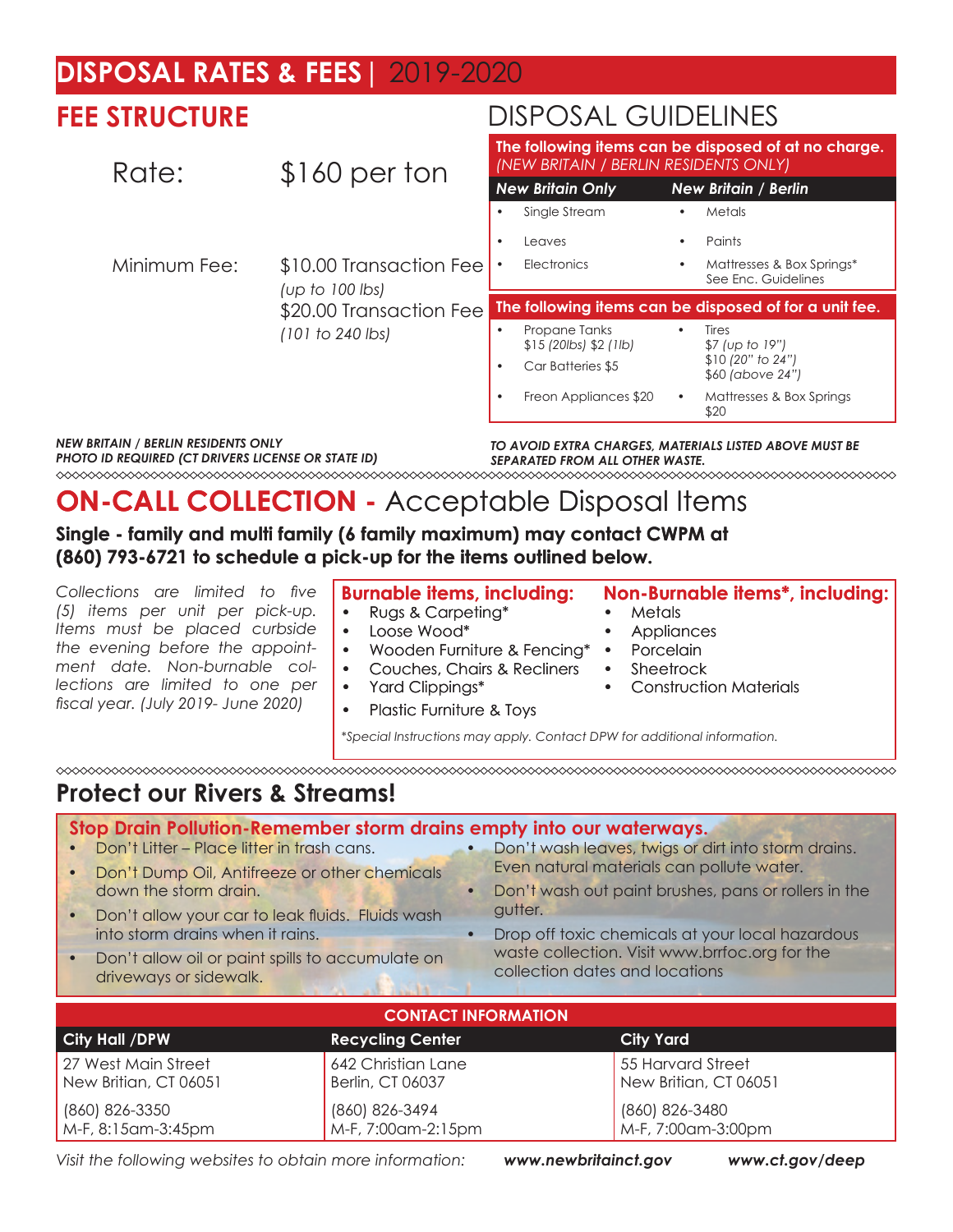# DISPOSAL RATES & FEES | 2019-2020

## FEE STRUCTURE

| | |
|---|---|
| Rate: | $160 per ton |
| Minimum Fee: | $10.00 Transaction Fee *(up to 100 lbs)* |
| | $20.00 Transaction Fee *(101 to 240 lbs)* |

***NEW BRITAIN / BERLIN RESIDENTS ONLY***
***PHOTO ID REQUIRED (CT DRIVERS LICENSE OR STATE ID)***

## DISPOSAL GUIDELINES

**The following items can be disposed of at no charge.**
*(NEW BRITAIN / BERLIN RESIDENTS ONLY)*

| New Britain Only | New Britain / Berlin |
|---|---|
| Single Stream | Metals |
| Leaves | Paints |
| Electronics | Mattresses & Box Springs* See Enc. Guidelines |

**The following items can be disposed of for a unit fee.**

- Propane Tanks $15 *(20lbs)* $2 *(1lb)*
- Car Batteries $5
- Freon Appliances $20
- Tires $7 *(up to 19")* $10 *(20" to 24")* $60 *(above 24")*
- Mattresses & Box Springs $20

***TO AVOID EXTRA CHARGES, MATERIALS LISTED ABOVE MUST BE SEPARATED FROM ALL OTHER WASTE.***

# ON-CALL COLLECTION - Acceptable Disposal Items

**Single - family and multi family (6 family maximum) may contact CWPM at (860) 793-6721 to schedule a pick-up for the items outlined below.**

*Collections are limited to five (5) items per unit per pick-up. Items must be placed curbside the evening before the appointment date. Non-burnable collections are limited to one per fiscal year. (July 2019- June 2020)*

**Burnable items, including:**
- Rugs & Carpeting*
- Loose Wood*
- Wooden Furniture & Fencing*
- Couches, Chairs & Recliners
- Yard Clippings*
- Plastic Furniture & Toys

**Non-Burnable items*, including:**
- Metals
- Appliances
- Porcelain
- Sheetrock
- Construction Materials

*\*Special Instructions may apply. Contact DPW for additional information.*

## Protect our Rivers & Streams!

**Stop Drain Pollution-Remember storm drains empty into our waterways.**

- Don't Litter – Place litter in trash cans.
- Don't Dump Oil, Antifreeze or other chemicals down the storm drain.
- Don't allow your car to leak fluids. Fluids wash into storm drains when it rains.
- Don't allow oil or paint spills to accumulate on driveways or sidewalk.
- Don't wash leaves, twigs or dirt into storm drains. Even natural materials can pollute water.
- Don't wash out paint brushes, pans or rollers in the gutter.
- Drop off toxic chemicals at your local hazardous waste collection. Visit www.brrfoc.org for the collection dates and locations

**CONTACT INFORMATION**

| City Hall /DPW | Recycling Center | City Yard |
|---|---|---|
| 27 West Main Street New Britian, CT 06051 | 642 Christian Lane Berlin, CT 06037 | 55 Harvard Street New Britian, CT 06051 |
| (860) 826-3350 M-F, 8:15am-3:45pm | (860) 826-3494 M-F, 7:00am-2:15pm | (860) 826-3480 M-F, 7:00am-3:00pm |

*Visit the following websites to obtain more information:* ***www.newbritainct.gov*** ***www.ct.gov/deep***